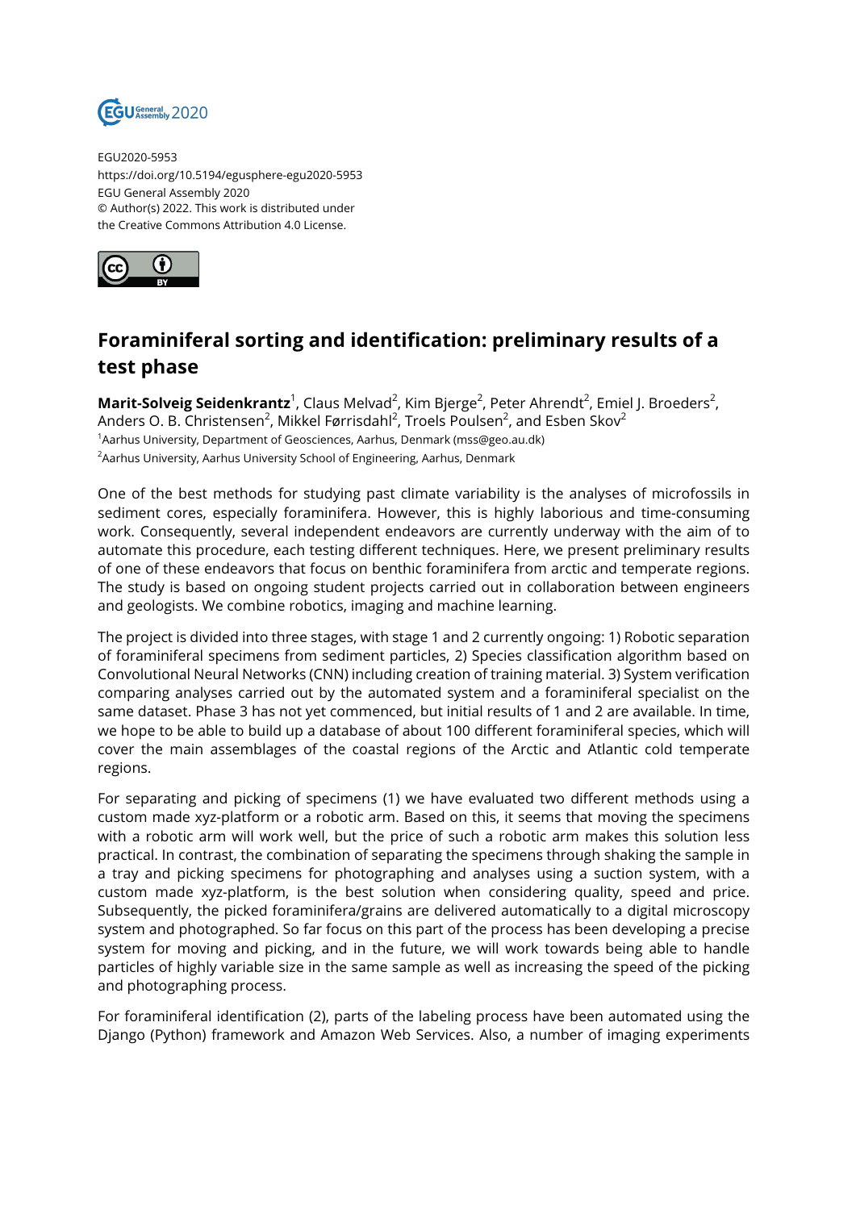EGU2020-5953
https://doi.org/10.5194/egusphere-egu2020-5953
EGU General Assembly 2020
© Author(s) 2022. This work is distributed under
the Creative Commons Attribution 4.0 License.

# Foraminiferal sorting and identification: preliminary results of a test phase

**Marit-Solveig Seidenkrantz**[1], Claus Melvad[2], Kim Bjerge[2], Peter Ahrendt[2], Emiel J. Broeders[2], Anders O. B. Christensen[2], Mikkel Førrisdahl[2], Troels Poulsen[2], and Esben Skov[2]

[1]Aarhus University, Department of Geosciences, Aarhus, Denmark (mss@geo.au.dk)
[2]Aarhus University, Aarhus University School of Engineering, Aarhus, Denmark

One of the best methods for studying past climate variability is the analyses of microfossils in sediment cores, especially foraminifera. However, this is highly laborious and time-consuming work. Consequently, several independent endeavors are currently underway with the aim of to automate this procedure, each testing different techniques. Here, we present preliminary results of one of these endeavors that focus on benthic foraminifera from arctic and temperate regions. The study is based on ongoing student projects carried out in collaboration between engineers and geologists. We combine robotics, imaging and machine learning.

The project is divided into three stages, with stage 1 and 2 currently ongoing: 1) Robotic separation of foraminiferal specimens from sediment particles, 2) Species classification algorithm based on Convolutional Neural Networks (CNN) including creation of training material. 3) System verification comparing analyses carried out by the automated system and a foraminiferal specialist on the same dataset. Phase 3 has not yet commenced, but initial results of 1 and 2 are available. In time, we hope to be able to build up a database of about 100 different foraminiferal species, which will cover the main assemblages of the coastal regions of the Arctic and Atlantic cold temperate regions.

For separating and picking of specimens (1) we have evaluated two different methods using a custom made xyz-platform or a robotic arm. Based on this, it seems that moving the specimens with a robotic arm will work well, but the price of such a robotic arm makes this solution less practical. In contrast, the combination of separating the specimens through shaking the sample in a tray and picking specimens for photographing and analyses using a suction system, with a custom made xyz-platform, is the best solution when considering quality, speed and price. Subsequently, the picked foraminifera/grains are delivered automatically to a digital microscopy system and photographed. So far focus on this part of the process has been developing a precise system for moving and picking, and in the future, we will work towards being able to handle particles of highly variable size in the same sample as well as increasing the speed of the picking and photographing process.

For foraminiferal identification (2), parts of the labeling process have been automated using the Django (Python) framework and Amazon Web Services. Also, a number of imaging experiments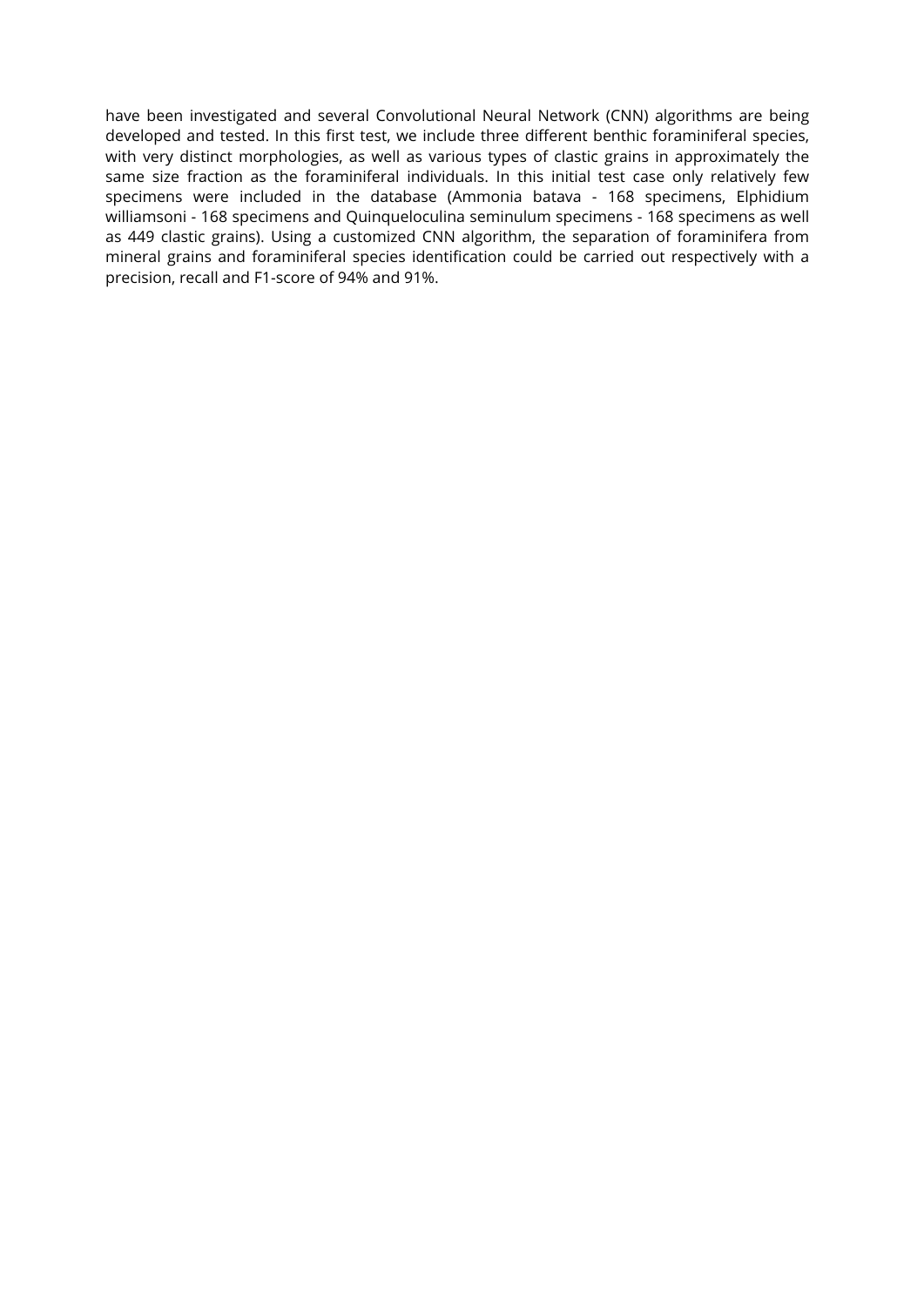have been investigated and several Convolutional Neural Network (CNN) algorithms are being developed and tested. In this first test, we include three different benthic foraminiferal species, with very distinct morphologies, as well as various types of clastic grains in approximately the same size fraction as the foraminiferal individuals. In this initial test case only relatively few specimens were included in the database (Ammonia batava - 168 specimens, Elphidium williamsoni - 168 specimens and Quinqueloculina seminulum specimens - 168 specimens as well as 449 clastic grains). Using a customized CNN algorithm, the separation of foraminifera from mineral grains and foraminiferal species identification could be carried out respectively with a precision, recall and F1-score of 94% and 91%.